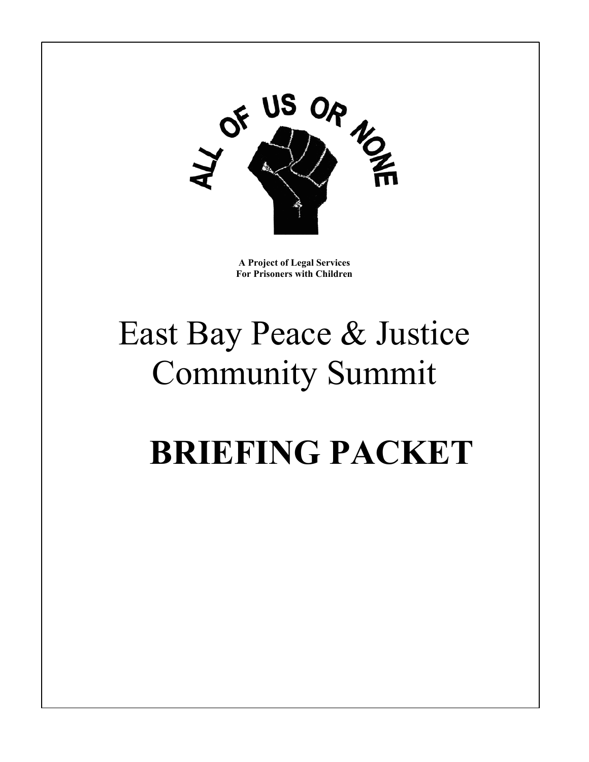ALL OF US OR NONE

**A Project of Legal Services**
**For Prisoners with Children**

# East Bay Peace & Justice Community Summit

# BRIEFING PACKET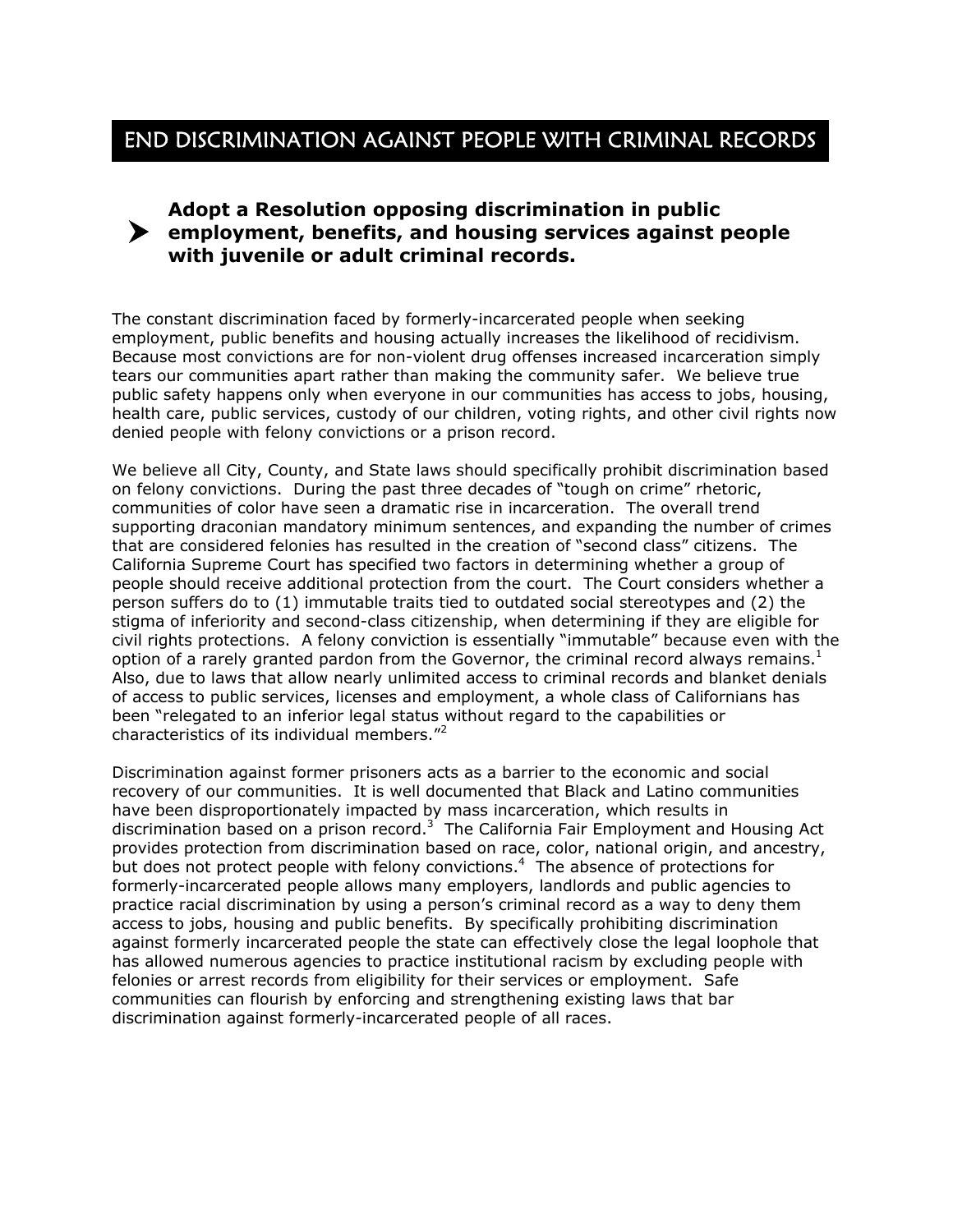# END DISCRIMINATION AGAINST PEOPLE WITH CRIMINAL RECORDS

- **Adopt a Resolution opposing discrimination in public employment, benefits, and housing services against people with juvenile or adult criminal records.**

The constant discrimination faced by formerly-incarcerated people when seeking employment, public benefits and housing actually increases the likelihood of recidivism. Because most convictions are for non-violent drug offenses increased incarceration simply tears our communities apart rather than making the community safer. We believe true public safety happens only when everyone in our communities has access to jobs, housing, health care, public services, custody of our children, voting rights, and other civil rights now denied people with felony convictions or a prison record.

We believe all City, County, and State laws should specifically prohibit discrimination based on felony convictions. During the past three decades of "tough on crime" rhetoric, communities of color have seen a dramatic rise in incarceration. The overall trend supporting draconian mandatory minimum sentences, and expanding the number of crimes that are considered felonies has resulted in the creation of "second class" citizens. The California Supreme Court has specified two factors in determining whether a group of people should receive additional protection from the court. The Court considers whether a person suffers do to (1) immutable traits tied to outdated social stereotypes and (2) the stigma of inferiority and second-class citizenship, when determining if they are eligible for civil rights protections. A felony conviction is essentially "immutable" because even with the option of a rarely granted pardon from the Governor, the criminal record always remains.[1] Also, due to laws that allow nearly unlimited access to criminal records and blanket denials of access to public services, licenses and employment, a whole class of Californians has been "relegated to an inferior legal status without regard to the capabilities or characteristics of its individual members."[2]

Discrimination against former prisoners acts as a barrier to the economic and social recovery of our communities. It is well documented that Black and Latino communities have been disproportionately impacted by mass incarceration, which results in discrimination based on a prison record.[3] The California Fair Employment and Housing Act provides protection from discrimination based on race, color, national origin, and ancestry, but does not protect people with felony convictions.[4] The absence of protections for formerly-incarcerated people allows many employers, landlords and public agencies to practice racial discrimination by using a person's criminal record as a way to deny them access to jobs, housing and public benefits. By specifically prohibiting discrimination against formerly incarcerated people the state can effectively close the legal loophole that has allowed numerous agencies to practice institutional racism by excluding people with felonies or arrest records from eligibility for their services or employment. Safe communities can flourish by enforcing and strengthening existing laws that bar discrimination against formerly-incarcerated people of all races.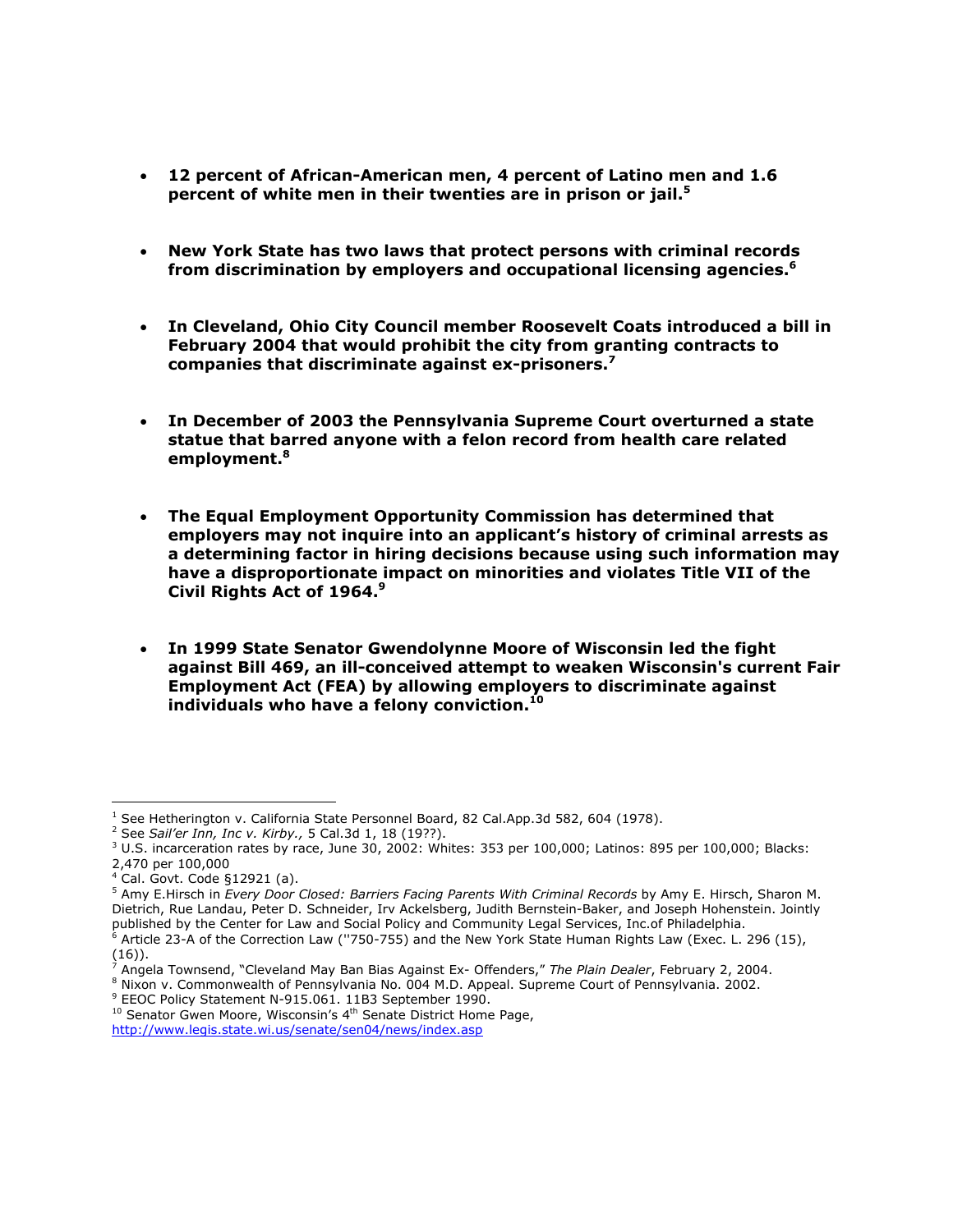- **12 percent of African-American men, 4 percent of Latino men and 1.6 percent of white men in their twenties are in prison or jail.[5]**

- **New York State has two laws that protect persons with criminal records from discrimination by employers and occupational licensing agencies.[6]**

- **In Cleveland, Ohio City Council member Roosevelt Coats introduced a bill in February 2004 that would prohibit the city from granting contracts to companies that discriminate against ex-prisoners.[7]**

- **In December of 2003 the Pennsylvania Supreme Court overturned a state statue that barred anyone with a felon record from health care related employment.[8]**

- **The Equal Employment Opportunity Commission has determined that employers may not inquire into an applicant's history of criminal arrests as a determining factor in hiring decisions because using such information may have a disproportionate impact on minorities and violates Title VII of the Civil Rights Act of 1964.[9]**

- **In 1999 State Senator Gwendolynne Moore of Wisconsin led the fight against Bill 469, an ill-conceived attempt to weaken Wisconsin's current Fair Employment Act (FEA) by allowing employers to discriminate against individuals who have a felony conviction.[10]**

---

[1] See Hetherington v. California State Personnel Board, 82 Cal.App.3d 582, 604 (1978).

[2] See *Sail'er Inn, Inc v. Kirby.,* 5 Cal.3d 1, 18 (19??).

[3] U.S. incarceration rates by race, June 30, 2002: Whites: 353 per 100,000; Latinos: 895 per 100,000; Blacks: 2,470 per 100,000

[4] Cal. Govt. Code §12921 (a).

[5] Amy E.Hirsch in *Every Door Closed: Barriers Facing Parents With Criminal Records* by Amy E. Hirsch, Sharon M. Dietrich, Rue Landau, Peter D. Schneider, Irv Ackelsberg, Judith Bernstein-Baker, and Joseph Hohenstein. Jointly published by the Center for Law and Social Policy and Community Legal Services, Inc.of Philadelphia.

[6] Article 23-A of the Correction Law (''750-755) and the New York State Human Rights Law (Exec. L. 296 (15), (16)).

[7] Angela Townsend, "Cleveland May Ban Bias Against Ex- Offenders," *The Plain Dealer*, February 2, 2004.

[8] Nixon v. Commonwealth of Pennsylvania No. 004 M.D. Appeal. Supreme Court of Pennsylvania. 2002.

[9] EEOC Policy Statement N-915.061. 11B3 September 1990.

[10] Senator Gwen Moore, Wisconsin's 4th Senate District Home Page, http://www.legis.state.wi.us/senate/sen04/news/index.asp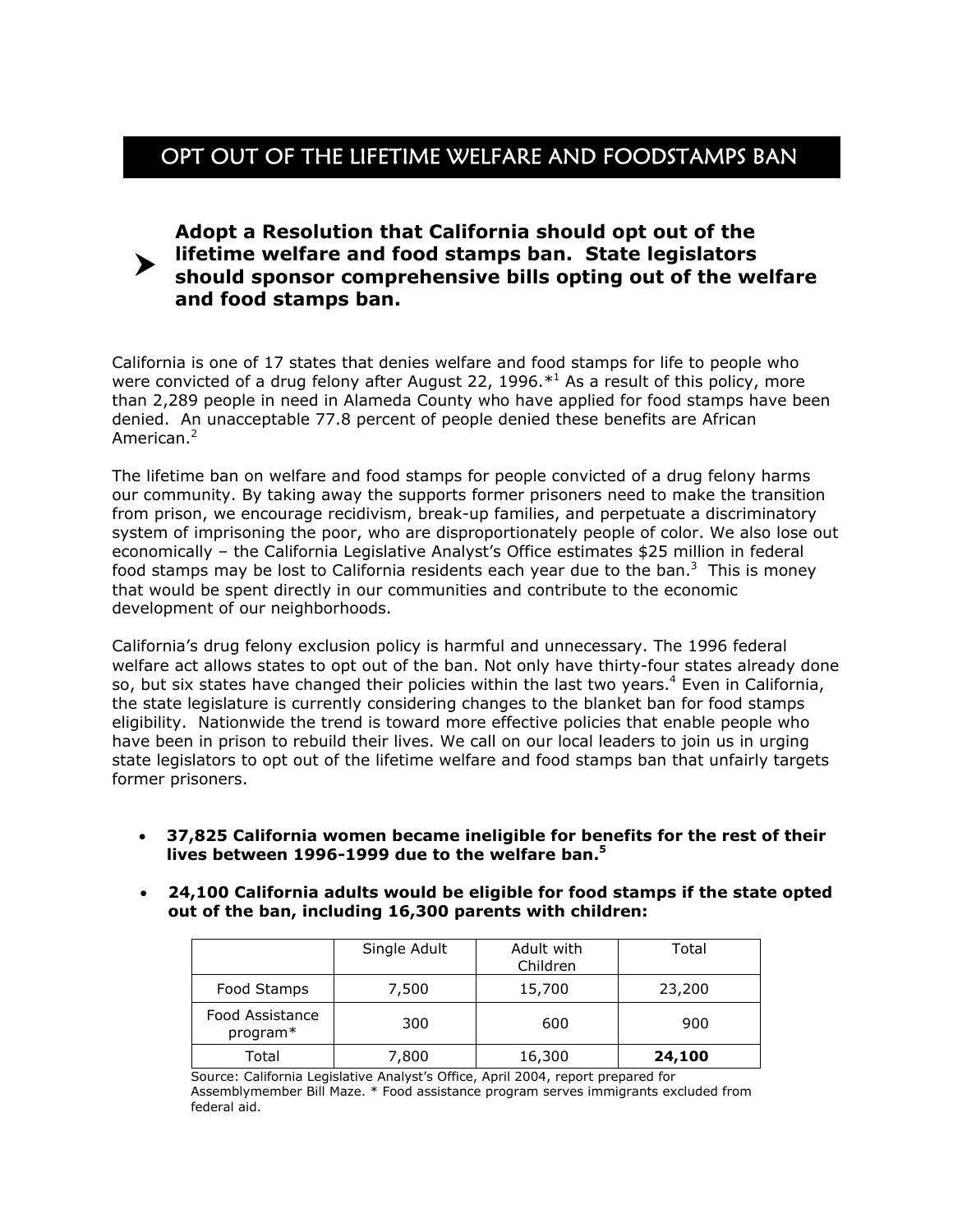# OPT OUT OF THE LIFETIME WELFARE AND FOODSTAMPS BAN

➤ **Adopt a Resolution that California should opt out of the lifetime welfare and food stamps ban. State legislators should sponsor comprehensive bills opting out of the welfare and food stamps ban.**

California is one of 17 states that denies welfare and food stamps for life to people who were convicted of a drug felony after August 22, 1996.*[1] As a result of this policy, more than 2,289 people in need in Alameda County who have applied for food stamps have been denied. An unacceptable 77.8 percent of people denied these benefits are African American.[2]

The lifetime ban on welfare and food stamps for people convicted of a drug felony harms our community. By taking away the supports former prisoners need to make the transition from prison, we encourage recidivism, break-up families, and perpetuate a discriminatory system of imprisoning the poor, who are disproportionately people of color. We also lose out economically – the California Legislative Analyst's Office estimates $25 million in federal food stamps may be lost to California residents each year due to the ban.[3] This is money that would be spent directly in our communities and contribute to the economic development of our neighborhoods.

California's drug felony exclusion policy is harmful and unnecessary. The 1996 federal welfare act allows states to opt out of the ban. Not only have thirty-four states already done so, but six states have changed their policies within the last two years.[4] Even in California, the state legislature is currently considering changes to the blanket ban for food stamps eligibility. Nationwide the trend is toward more effective policies that enable people who have been in prison to rebuild their lives. We call on our local leaders to join us in urging state legislators to opt out of the lifetime welfare and food stamps ban that unfairly targets former prisoners.

- **37,825 California women became ineligible for benefits for the rest of their lives between 1996-1999 due to the welfare ban.[5]**
- **24,100 California adults would be eligible for food stamps if the state opted out of the ban, including 16,300 parents with children:**

| | Single Adult | Adult with Children | Total |
|---|---|---|---|
| Food Stamps | 7,500 | 15,700 | 23,200 |
| Food Assistance program* | 300 | 600 | 900 |
| Total | 7,800 | 16,300 | **24,100** |

Source: California Legislative Analyst's Office, April 2004, report prepared for Assemblymember Bill Maze. * Food assistance program serves immigrants excluded from federal aid.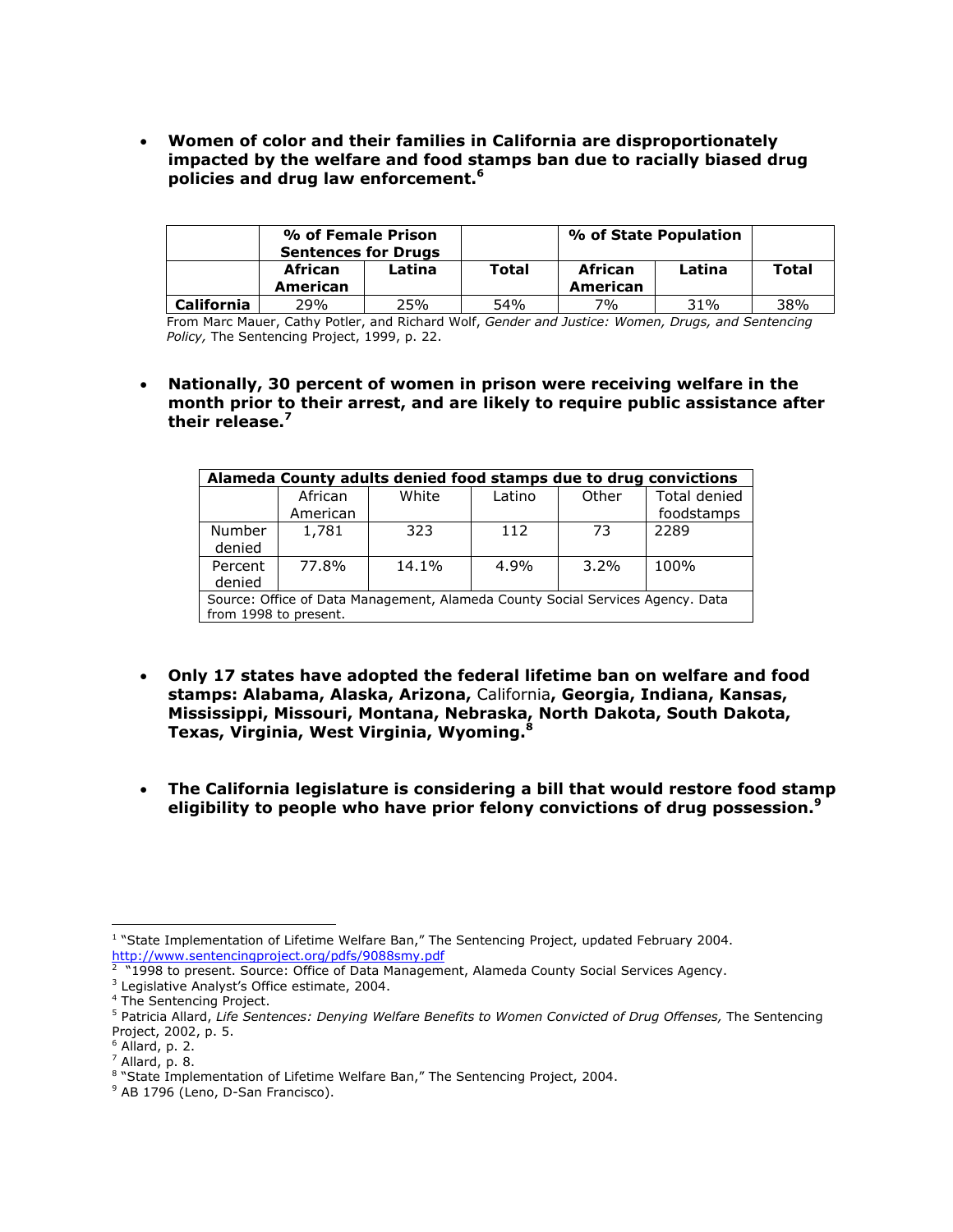- **Women of color and their families in California are disproportionately impacted by the welfare and food stamps ban due to racially biased drug policies and drug law enforcement.[6]**

| | **% of Female Prison Sentences for Drugs** | | | **% of State Population** | | |
|---|---|---|---|---|---|---|
| | **African American** | **Latina** | **Total** | **African American** | **Latina** | **Total** |
| **California** | 29% | 25% | 54% | 7% | 31% | 38% |

From Marc Mauer, Cathy Potler, and Richard Wolf, *Gender and Justice: Women, Drugs, and Sentencing Policy,* The Sentencing Project, 1999, p. 22.

- **Nationally, 30 percent of women in prison were receiving welfare in the month prior to their arrest, and are likely to require public assistance after their release.[7]**

| **Alameda County adults denied food stamps due to drug convictions** | | | | | |
|---|---|---|---|---|---|
| | African American | White | Latino | Other | Total denied foodstamps |
| Number denied | 1,781 | 323 | 112 | 73 | 2289 |
| Percent denied | 77.8% | 14.1% | 4.9% | 3.2% | 100% |

Source: Office of Data Management, Alameda County Social Services Agency. Data from 1998 to present.

- **Only 17 states have adopted the federal lifetime ban on welfare and food stamps: Alabama, Alaska, Arizona,** California**, Georgia, Indiana, Kansas, Mississippi, Missouri, Montana, Nebraska, North Dakota, South Dakota, Texas, Virginia, West Virginia, Wyoming.[8]**

- **The California legislature is considering a bill that would restore food stamp eligibility to people who have prior felony convictions of drug possession.[9]**

---

[1] "State Implementation of Lifetime Welfare Ban," The Sentencing Project, updated February 2004. http://www.sentencingproject.org/pdfs/9088smy.pdf

[2] "1998 to present. Source: Office of Data Management, Alameda County Social Services Agency.

[3] Legislative Analyst's Office estimate, 2004.

[4] The Sentencing Project.

[5] Patricia Allard, *Life Sentences: Denying Welfare Benefits to Women Convicted of Drug Offenses,* The Sentencing Project, 2002, p. 5.

[6] Allard, p. 2.

[7] Allard, p. 8.

[8] "State Implementation of Lifetime Welfare Ban," The Sentencing Project, 2004.

[9] AB 1796 (Leno, D-San Francisco).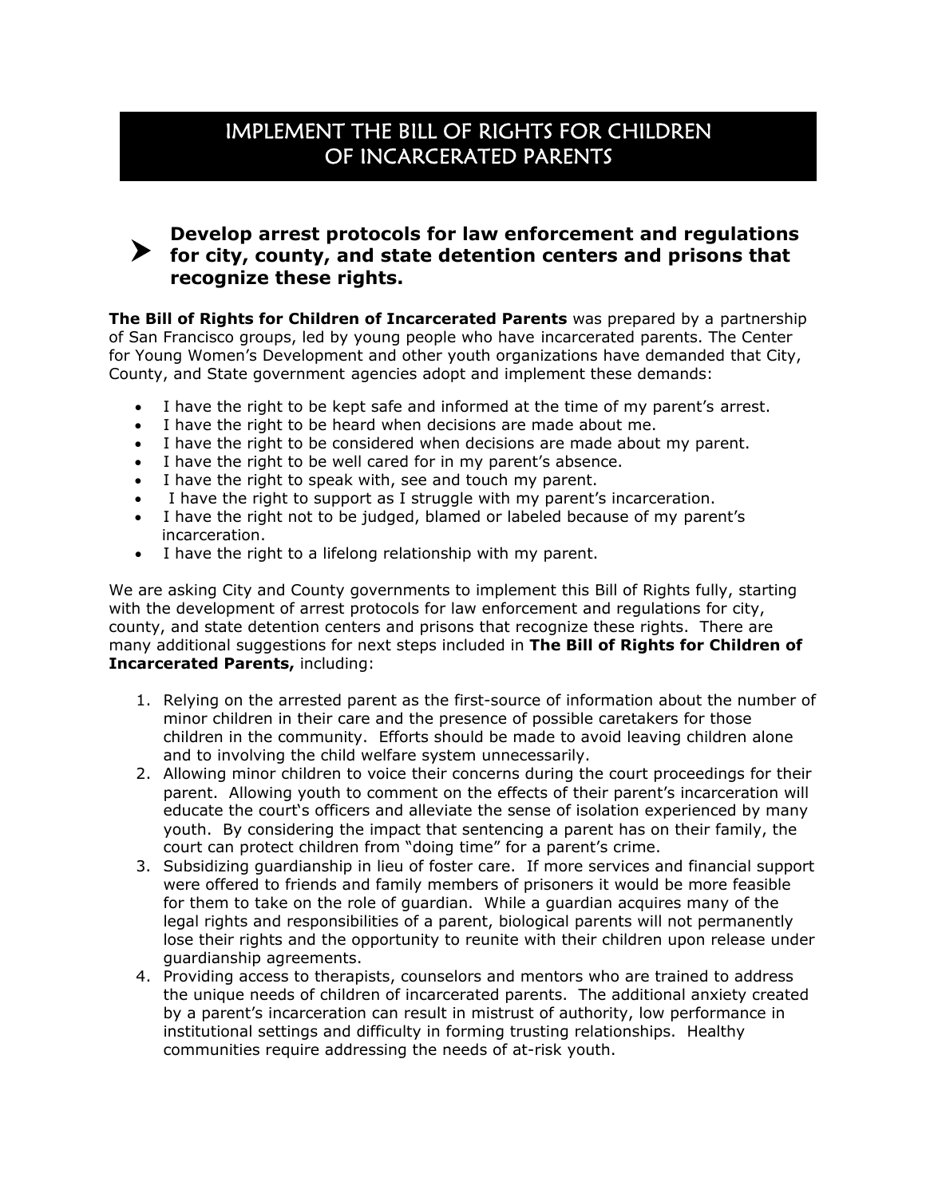# IMPLEMENT THE BILL OF RIGHTS FOR CHILDREN OF INCARCERATED PARENTS

## Develop arrest protocols for law enforcement and regulations for city, county, and state detention centers and prisons that recognize these rights.

**The Bill of Rights for Children of Incarcerated Parents** was prepared by a partnership of San Francisco groups, led by young people who have incarcerated parents. The Center for Young Women's Development and other youth organizations have demanded that City, County, and State government agencies adopt and implement these demands:

- I have the right to be kept safe and informed at the time of my parent's arrest.
- I have the right to be heard when decisions are made about me.
- I have the right to be considered when decisions are made about my parent.
- I have the right to be well cared for in my parent's absence.
- I have the right to speak with, see and touch my parent.
- I have the right to support as I struggle with my parent's incarceration.
- I have the right not to be judged, blamed or labeled because of my parent's incarceration.
- I have the right to a lifelong relationship with my parent.

We are asking City and County governments to implement this Bill of Rights fully, starting with the development of arrest protocols for law enforcement and regulations for city, county, and state detention centers and prisons that recognize these rights. There are many additional suggestions for next steps included in **The Bill of Rights for Children of Incarcerated Parents,** including:

1. Relying on the arrested parent as the first-source of information about the number of minor children in their care and the presence of possible caretakers for those children in the community. Efforts should be made to avoid leaving children alone and to involving the child welfare system unnecessarily.
2. Allowing minor children to voice their concerns during the court proceedings for their parent. Allowing youth to comment on the effects of their parent's incarceration will educate the court's officers and alleviate the sense of isolation experienced by many youth. By considering the impact that sentencing a parent has on their family, the court can protect children from "doing time" for a parent's crime.
3. Subsidizing guardianship in lieu of foster care. If more services and financial support were offered to friends and family members of prisoners it would be more feasible for them to take on the role of guardian. While a guardian acquires many of the legal rights and responsibilities of a parent, biological parents will not permanently lose their rights and the opportunity to reunite with their children upon release under guardianship agreements.
4. Providing access to therapists, counselors and mentors who are trained to address the unique needs of children of incarcerated parents. The additional anxiety created by a parent's incarceration can result in mistrust of authority, low performance in institutional settings and difficulty in forming trusting relationships. Healthy communities require addressing the needs of at-risk youth.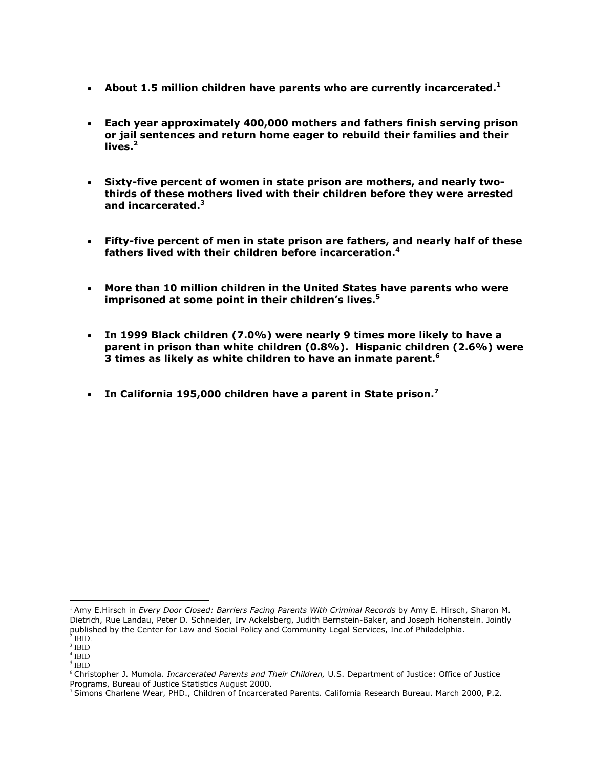- **About 1.5 million children have parents who are currently incarcerated.[1]**

- **Each year approximately 400,000 mothers and fathers finish serving prison or jail sentences and return home eager to rebuild their families and their lives.[2]**

- **Sixty-five percent of women in state prison are mothers, and nearly two-thirds of these mothers lived with their children before they were arrested and incarcerated.[3]**

- **Fifty-five percent of men in state prison are fathers, and nearly half of these fathers lived with their children before incarceration.[4]**

- **More than 10 million children in the United States have parents who were imprisoned at some point in their children's lives.[5]**

- **In 1999 Black children (7.0%) were nearly 9 times more likely to have a parent in prison than white children (0.8%). Hispanic children (2.6%) were 3 times as likely as white children to have an inmate parent.[6]**

- **In California 195,000 children have a parent in State prison.[7]**

---

[1] Amy E.Hirsch in *Every Door Closed: Barriers Facing Parents With Criminal Records* by Amy E. Hirsch, Sharon M. Dietrich, Rue Landau, Peter D. Schneider, Irv Ackelsberg, Judith Bernstein-Baker, and Joseph Hohenstein. Jointly published by the Center for Law and Social Policy and Community Legal Services, Inc.of Philadelphia.

[2] IBID.

[3] IBID

[4] IBID

[5] IBID

[6] Christopher J. Mumola. *Incarcerated Parents and Their Children,* U.S. Department of Justice: Office of Justice Programs, Bureau of Justice Statistics August 2000.

[7] Simons Charlene Wear, PHD., Children of Incarcerated Parents. California Research Bureau. March 2000, P.2.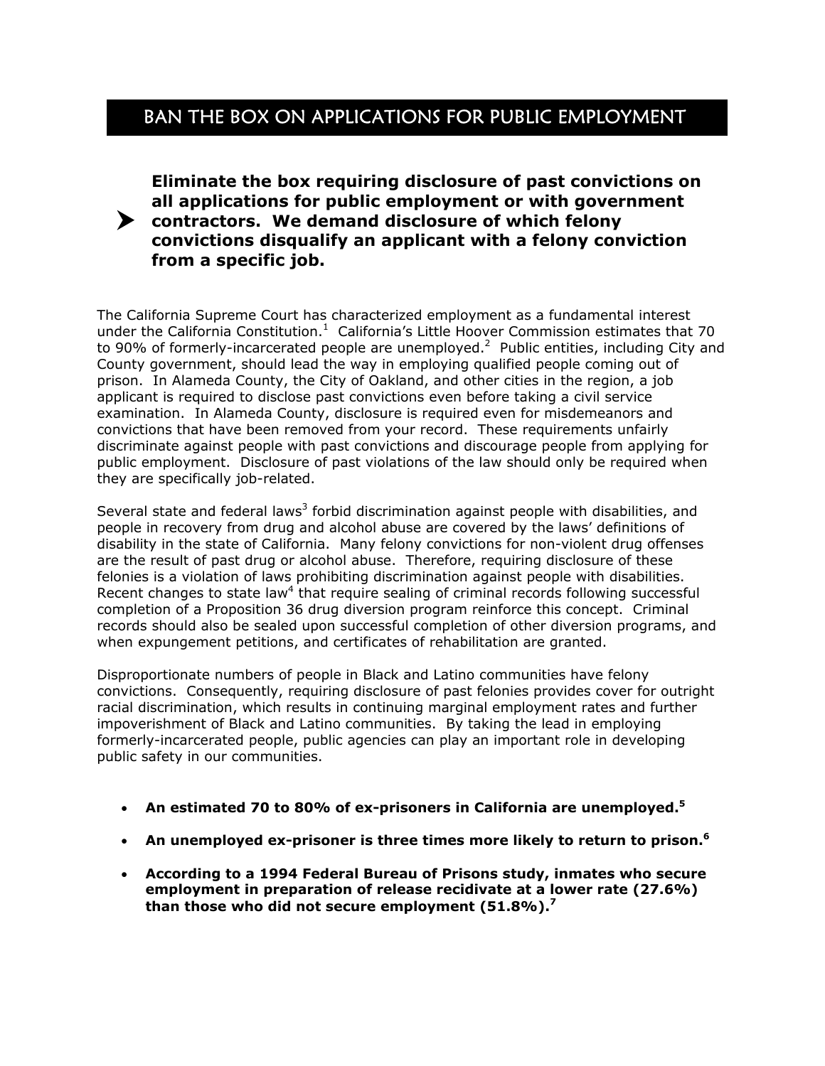# BAN THE BOX ON APPLICATIONS FOR PUBLIC EMPLOYMENT

- **Eliminate the box requiring disclosure of past convictions on all applications for public employment or with government contractors. We demand disclosure of which felony convictions disqualify an applicant with a felony conviction from a specific job.**

The California Supreme Court has characterized employment as a fundamental interest under the California Constitution.[1] California's Little Hoover Commission estimates that 70 to 90% of formerly-incarcerated people are unemployed.[2] Public entities, including City and County government, should lead the way in employing qualified people coming out of prison. In Alameda County, the City of Oakland, and other cities in the region, a job applicant is required to disclose past convictions even before taking a civil service examination. In Alameda County, disclosure is required even for misdemeanors and convictions that have been removed from your record. These requirements unfairly discriminate against people with past convictions and discourage people from applying for public employment. Disclosure of past violations of the law should only be required when they are specifically job-related.

Several state and federal laws[3] forbid discrimination against people with disabilities, and people in recovery from drug and alcohol abuse are covered by the laws' definitions of disability in the state of California. Many felony convictions for non-violent drug offenses are the result of past drug or alcohol abuse. Therefore, requiring disclosure of these felonies is a violation of laws prohibiting discrimination against people with disabilities. Recent changes to state law[4] that require sealing of criminal records following successful completion of a Proposition 36 drug diversion program reinforce this concept. Criminal records should also be sealed upon successful completion of other diversion programs, and when expungement petitions, and certificates of rehabilitation are granted.

Disproportionate numbers of people in Black and Latino communities have felony convictions. Consequently, requiring disclosure of past felonies provides cover for outright racial discrimination, which results in continuing marginal employment rates and further impoverishment of Black and Latino communities. By taking the lead in employing formerly-incarcerated people, public agencies can play an important role in developing public safety in our communities.

- **An estimated 70 to 80% of ex-prisoners in California are unemployed.[5]**
- **An unemployed ex-prisoner is three times more likely to return to prison.[6]**
- **According to a 1994 Federal Bureau of Prisons study, inmates who secure employment in preparation of release recidivate at a lower rate (27.6%) than those who did not secure employment (51.8%).[7]**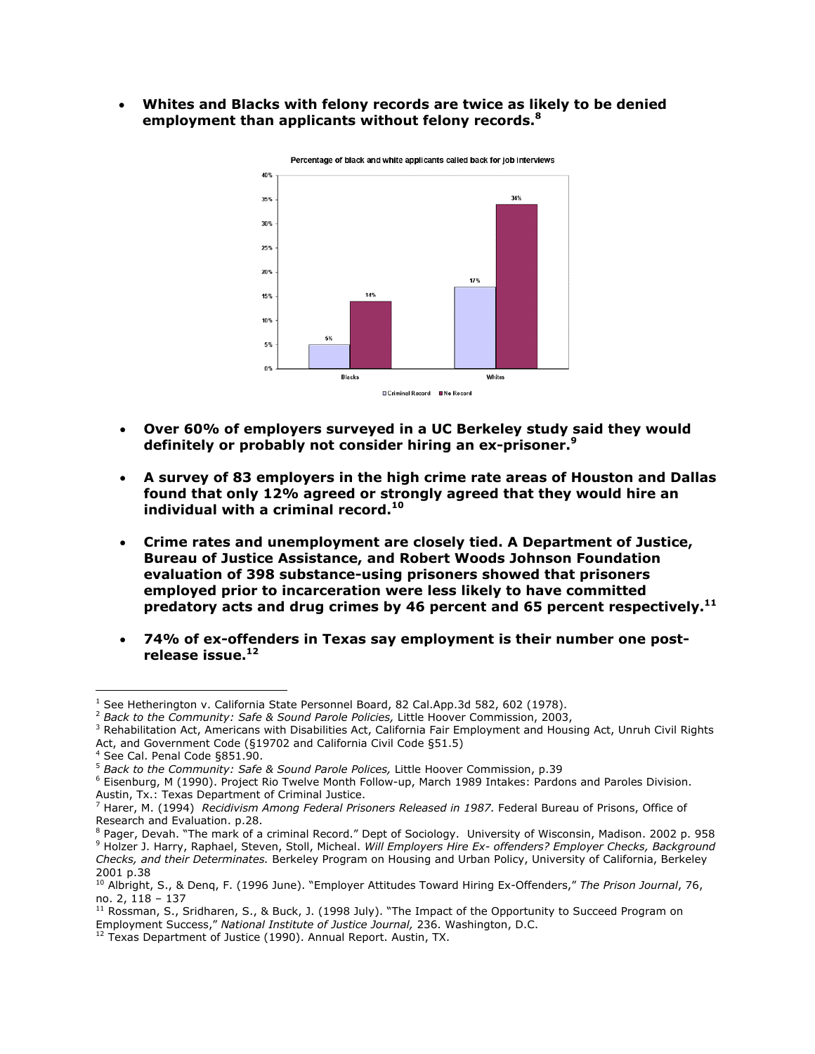- **Whites and Blacks with felony records are twice as likely to be denied employment than applicants without felony records.[8]**

Percentage of black and white applicants called back for job interviews

| | Criminal Record | No Record |
|---|---|---|
| Blacks | 5% | 14% |
| Whites | 17% | 34% |

- **Over 60% of employers surveyed in a UC Berkeley study said they would definitely or probably not consider hiring an ex-prisoner.[9]**

- **A survey of 83 employers in the high crime rate areas of Houston and Dallas found that only 12% agreed or strongly agreed that they would hire an individual with a criminal record.[10]**

- **Crime rates and unemployment are closely tied. A Department of Justice, Bureau of Justice Assistance, and Robert Woods Johnson Foundation evaluation of 398 substance-using prisoners showed that prisoners employed prior to incarceration were less likely to have committed predatory acts and drug crimes by 46 percent and 65 percent respectively.[11]**

- **74% of ex-offenders in Texas say employment is their number one post-release issue.[12]**

---

[1] See Hetherington v. California State Personnel Board, 82 Cal.App.3d 582, 602 (1978).
[2] *Back to the Community: Safe & Sound Parole Policies,* Little Hoover Commission, 2003,
[3] Rehabilitation Act, Americans with Disabilities Act, California Fair Employment and Housing Act, Unruh Civil Rights Act, and Government Code (§19702 and California Civil Code §51.5)
[4] See Cal. Penal Code §851.90.
[5] *Back to the Community: Safe & Sound Parole Polices,* Little Hoover Commission, p.39
[6] Eisenburg, M (1990). Project Rio Twelve Month Follow-up, March 1989 Intakes: Pardons and Paroles Division. Austin, Tx.: Texas Department of Criminal Justice.
[7] Harer, M. (1994) *Recidivism Among Federal Prisoners Released in 1987.* Federal Bureau of Prisons, Office of Research and Evaluation. p.28.
[8] Pager, Devah. "The mark of a criminal Record." Dept of Sociology. University of Wisconsin, Madison. 2002 p. 958
[9] Holzer J. Harry, Raphael, Steven, Stoll, Micheal. *Will Employers Hire Ex- offenders? Employer Checks, Background Checks, and their Determinates.* Berkeley Program on Housing and Urban Policy, University of California, Berkeley 2001 p.38
[10] Albright, S., & Denq, F. (1996 June). "Employer Attitudes Toward Hiring Ex-Offenders," *The Prison Journal*, 76, no. 2, 118 – 137
[11] Rossman, S., Sridharen, S., & Buck, J. (1998 July). "The Impact of the Opportunity to Succeed Program on Employment Success," *National Institute of Justice Journal,* 236. Washington, D.C.
[12] Texas Department of Justice (1990). Annual Report. Austin, TX.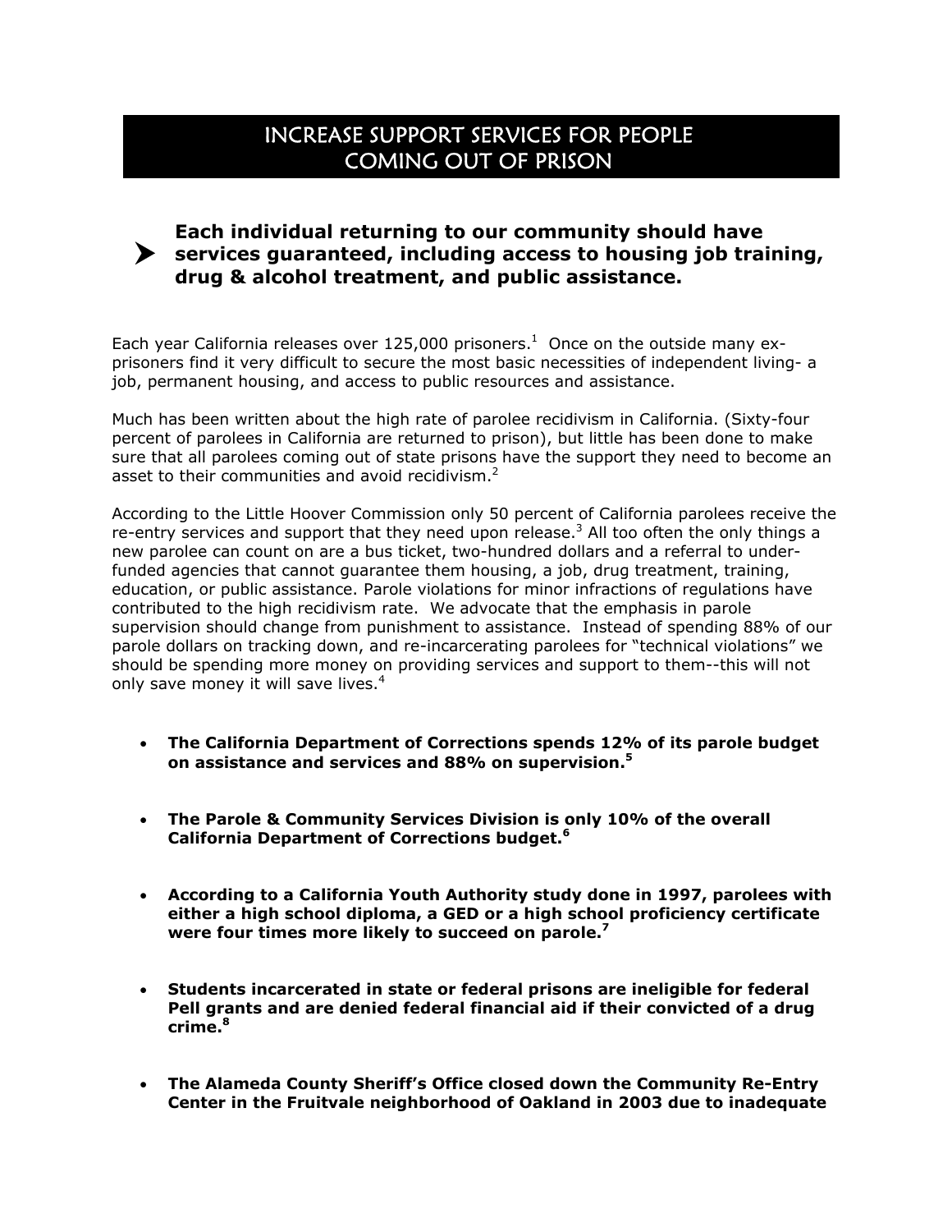# INCREASE SUPPORT SERVICES FOR PEOPLE COMING OUT OF PRISON

**Each individual returning to our community should have services guaranteed, including access to housing job training, drug & alcohol treatment, and public assistance.**

Each year California releases over 125,000 prisoners.[1] Once on the outside many ex-prisoners find it very difficult to secure the most basic necessities of independent living- a job, permanent housing, and access to public resources and assistance.

Much has been written about the high rate of parolee recidivism in California. (Sixty-four percent of parolees in California are returned to prison), but little has been done to make sure that all parolees coming out of state prisons have the support they need to become an asset to their communities and avoid recidivism.[2]

According to the Little Hoover Commission only 50 percent of California parolees receive the re-entry services and support that they need upon release.[3] All too often the only things a new parolee can count on are a bus ticket, two-hundred dollars and a referral to under-funded agencies that cannot guarantee them housing, a job, drug treatment, training, education, or public assistance. Parole violations for minor infractions of regulations have contributed to the high recidivism rate. We advocate that the emphasis in parole supervision should change from punishment to assistance. Instead of spending 88% of our parole dollars on tracking down, and re-incarcerating parolees for "technical violations" we should be spending more money on providing services and support to them--this will not only save money it will save lives.[4]

- **The California Department of Corrections spends 12% of its parole budget on assistance and services and 88% on supervision.[5]**

- **The Parole & Community Services Division is only 10% of the overall California Department of Corrections budget.[6]**

- **According to a California Youth Authority study done in 1997, parolees with either a high school diploma, a GED or a high school proficiency certificate were four times more likely to succeed on parole.[7]**

- **Students incarcerated in state or federal prisons are ineligible for federal Pell grants and are denied federal financial aid if their convicted of a drug crime.[8]**

- **The Alameda County Sheriff's Office closed down the Community Re-Entry Center in the Fruitvale neighborhood of Oakland in 2003 due to inadequate**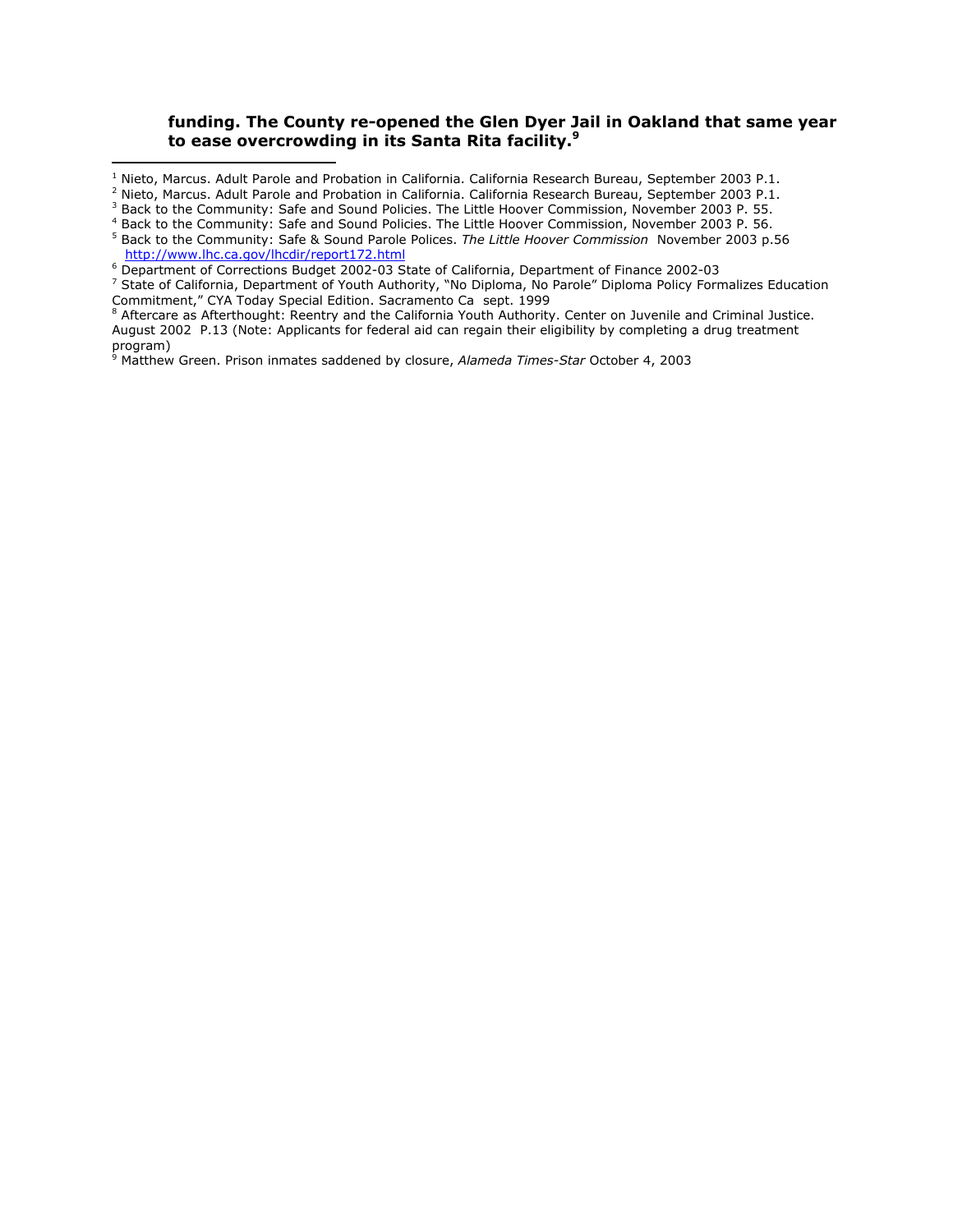**funding. The County re-opened the Glen Dyer Jail in Oakland that same year to ease overcrowding in its Santa Rita facility.[9]**

---

[1] Nieto, Marcus. Adult Parole and Probation in California. California Research Bureau, September 2003 P.1.

[2] Nieto, Marcus. Adult Parole and Probation in California. California Research Bureau, September 2003 P.1.

[3] Back to the Community: Safe and Sound Policies. The Little Hoover Commission, November 2003 P. 55.

[4] Back to the Community: Safe and Sound Policies. The Little Hoover Commission, November 2003 P. 56.

[5] Back to the Community: Safe & Sound Parole Polices. *The Little Hoover Commission* November 2003 p.56 http://www.lhc.ca.gov/lhcdir/report172.html

[6] Department of Corrections Budget 2002-03 State of California, Department of Finance 2002-03

[7] State of California, Department of Youth Authority, "No Diploma, No Parole" Diploma Policy Formalizes Education Commitment," CYA Today Special Edition. Sacramento Ca sept. 1999

[8] Aftercare as Afterthought: Reentry and the California Youth Authority. Center on Juvenile and Criminal Justice. August 2002 P.13 (Note: Applicants for federal aid can regain their eligibility by completing a drug treatment program)

[9] Matthew Green. Prison inmates saddened by closure, *Alameda Times-Star* October 4, 2003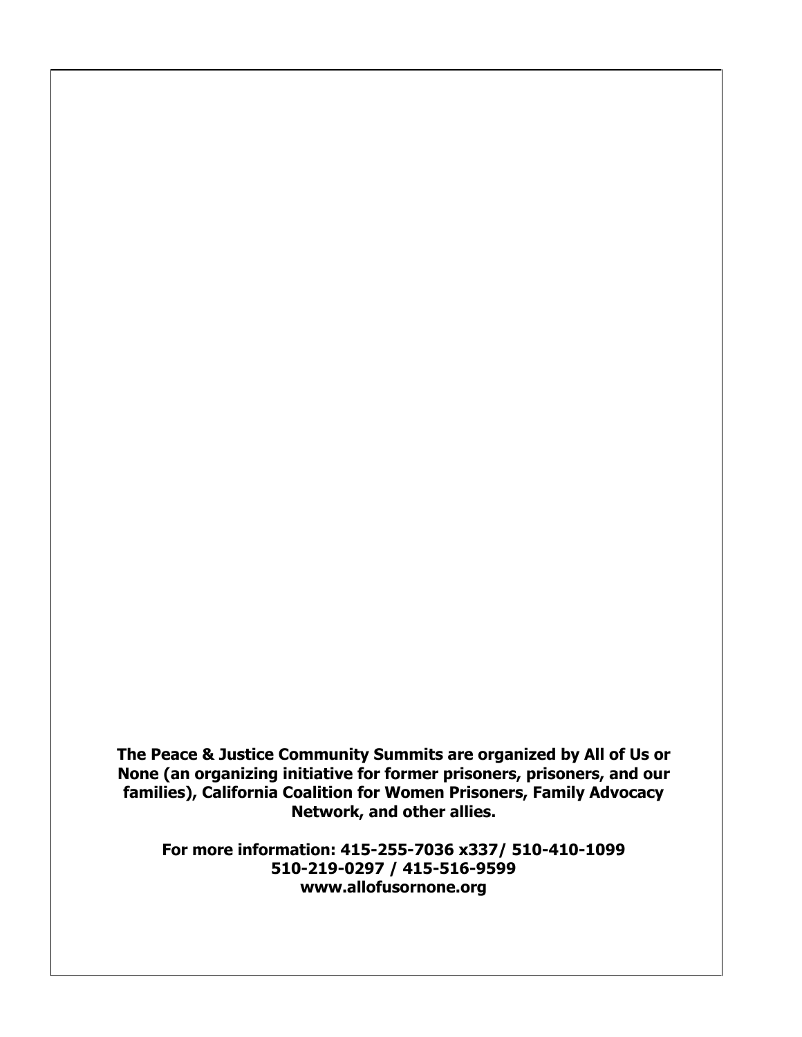**The Peace & Justice Community Summits are organized by All of Us or None (an organizing initiative for former prisoners, prisoners, and our families), California Coalition for Women Prisoners, Family Advocacy Network, and other allies.**

**For more information: 415-255-7036 x337/ 510-410-1099**
**510-219-0297 / 415-516-9599**
**www.allofusornone.org**